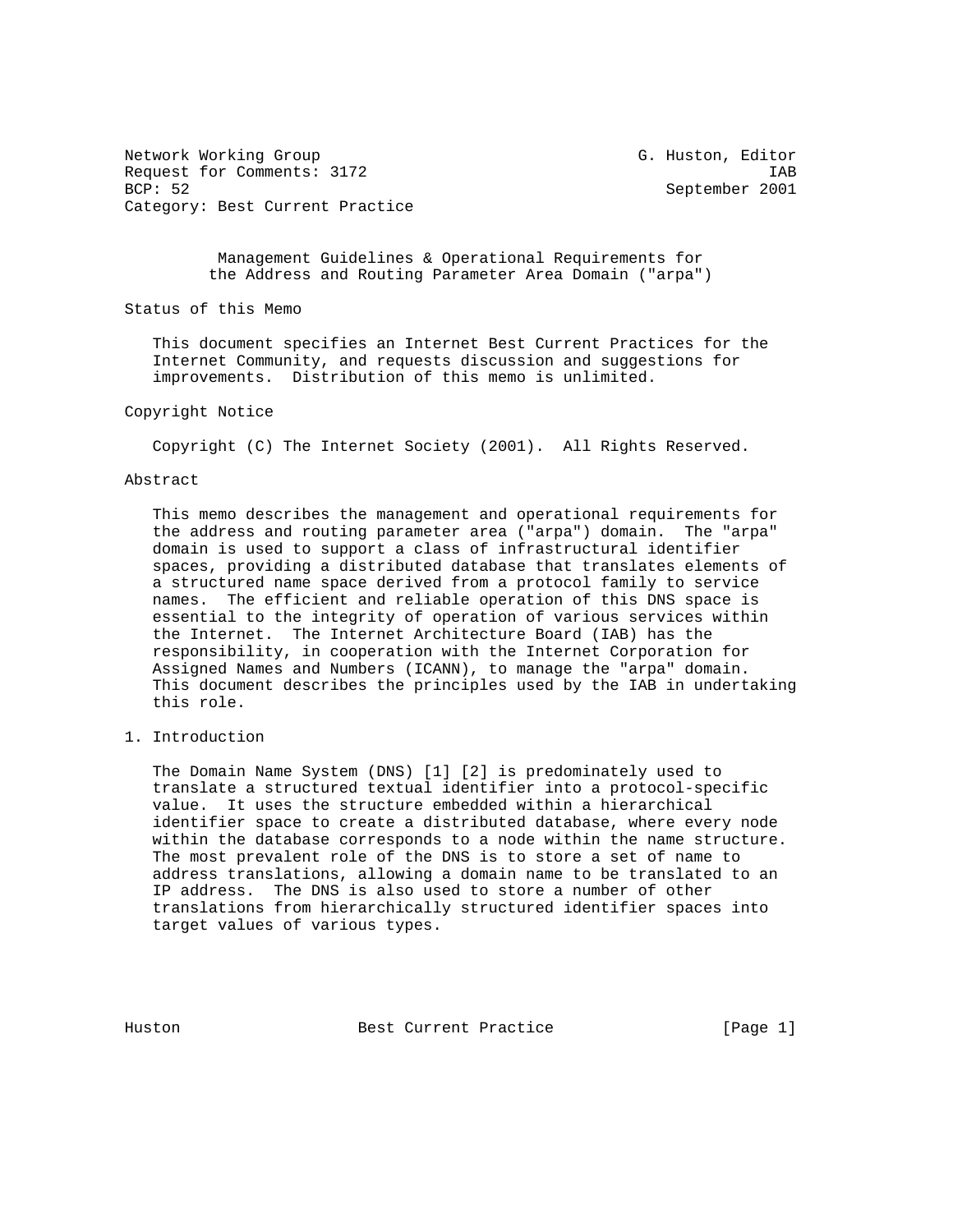Network Working Group G. Huston, Editor
Request for Comments: 3172 IAB
BCP: 52 September 2001
Category: Best Current Practice

# Management Guidelines & Operational Requirements for the Address and Routing Parameter Area Domain ("arpa")

## Status of this Memo

This document specifies an Internet Best Current Practices for the Internet Community, and requests discussion and suggestions for improvements. Distribution of this memo is unlimited.

## Copyright Notice

Copyright (C) The Internet Society (2001). All Rights Reserved.

## Abstract

This memo describes the management and operational requirements for the address and routing parameter area ("arpa") domain. The "arpa" domain is used to support a class of infrastructural identifier spaces, providing a distributed database that translates elements of a structured name space derived from a protocol family to service names. The efficient and reliable operation of this DNS space is essential to the integrity of operation of various services within the Internet. The Internet Architecture Board (IAB) has the responsibility, in cooperation with the Internet Corporation for Assigned Names and Numbers (ICANN), to manage the "arpa" domain. This document describes the principles used by the IAB in undertaking this role.

## 1. Introduction

The Domain Name System (DNS) [1] [2] is predominately used to translate a structured textual identifier into a protocol-specific value. It uses the structure embedded within a hierarchical identifier space to create a distributed database, where every node within the database corresponds to a node within the name structure. The most prevalent role of the DNS is to store a set of name to address translations, allowing a domain name to be translated to an IP address. The DNS is also used to store a number of other translations from hierarchically structured identifier spaces into target values of various types.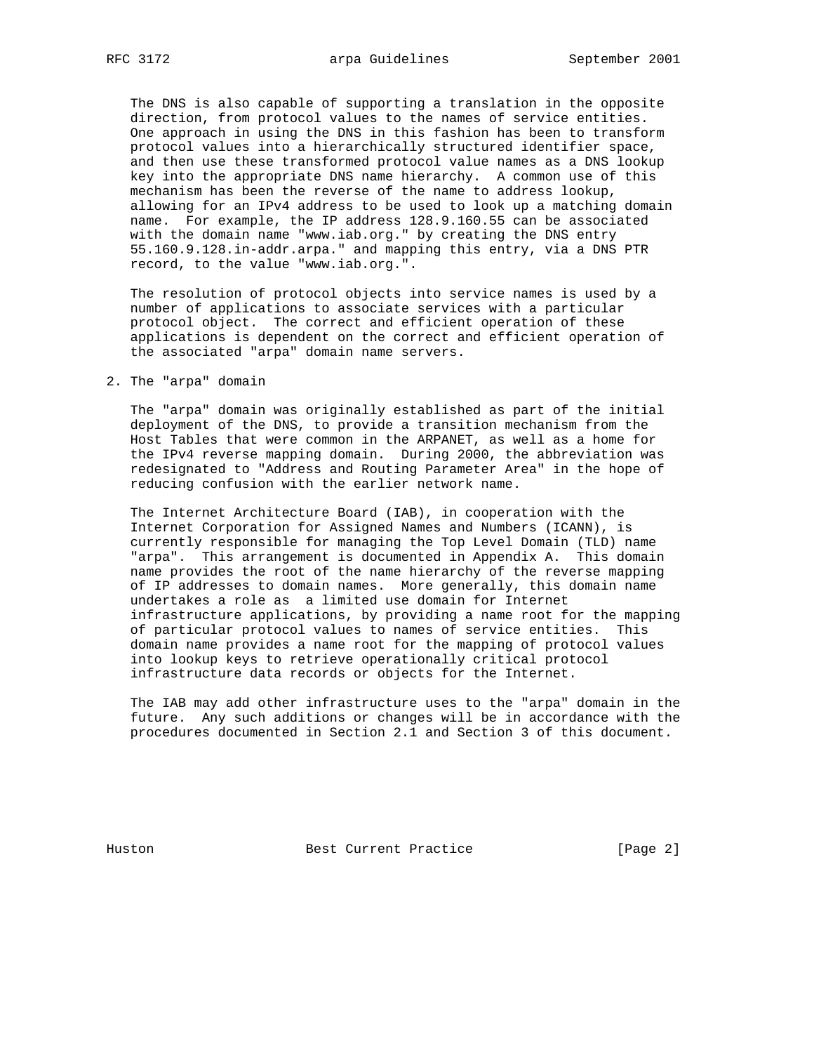The DNS is also capable of supporting a translation in the opposite direction, from protocol values to the names of service entities. One approach in using the DNS in this fashion has been to transform protocol values into a hierarchically structured identifier space, and then use these transformed protocol value names as a DNS lookup key into the appropriate DNS name hierarchy. A common use of this mechanism has been the reverse of the name to address lookup, allowing for an IPv4 address to be used to look up a matching domain name. For example, the IP address 128.9.160.55 can be associated with the domain name "www.iab.org." by creating the DNS entry 55.160.9.128.in-addr.arpa." and mapping this entry, via a DNS PTR record, to the value "www.iab.org.".

The resolution of protocol objects into service names is used by a number of applications to associate services with a particular protocol object. The correct and efficient operation of these applications is dependent on the correct and efficient operation of the associated "arpa" domain name servers.

## 2. The "arpa" domain

The "arpa" domain was originally established as part of the initial deployment of the DNS, to provide a transition mechanism from the Host Tables that were common in the ARPANET, as well as a home for the IPv4 reverse mapping domain. During 2000, the abbreviation was redesignated to "Address and Routing Parameter Area" in the hope of reducing confusion with the earlier network name.

The Internet Architecture Board (IAB), in cooperation with the Internet Corporation for Assigned Names and Numbers (ICANN), is currently responsible for managing the Top Level Domain (TLD) name "arpa". This arrangement is documented in Appendix A. This domain name provides the root of the name hierarchy of the reverse mapping of IP addresses to domain names. More generally, this domain name undertakes a role as a limited use domain for Internet infrastructure applications, by providing a name root for the mapping of particular protocol values to names of service entities. This domain name provides a name root for the mapping of protocol values into lookup keys to retrieve operationally critical protocol infrastructure data records or objects for the Internet.

The IAB may add other infrastructure uses to the "arpa" domain in the future. Any such additions or changes will be in accordance with the procedures documented in Section 2.1 and Section 3 of this document.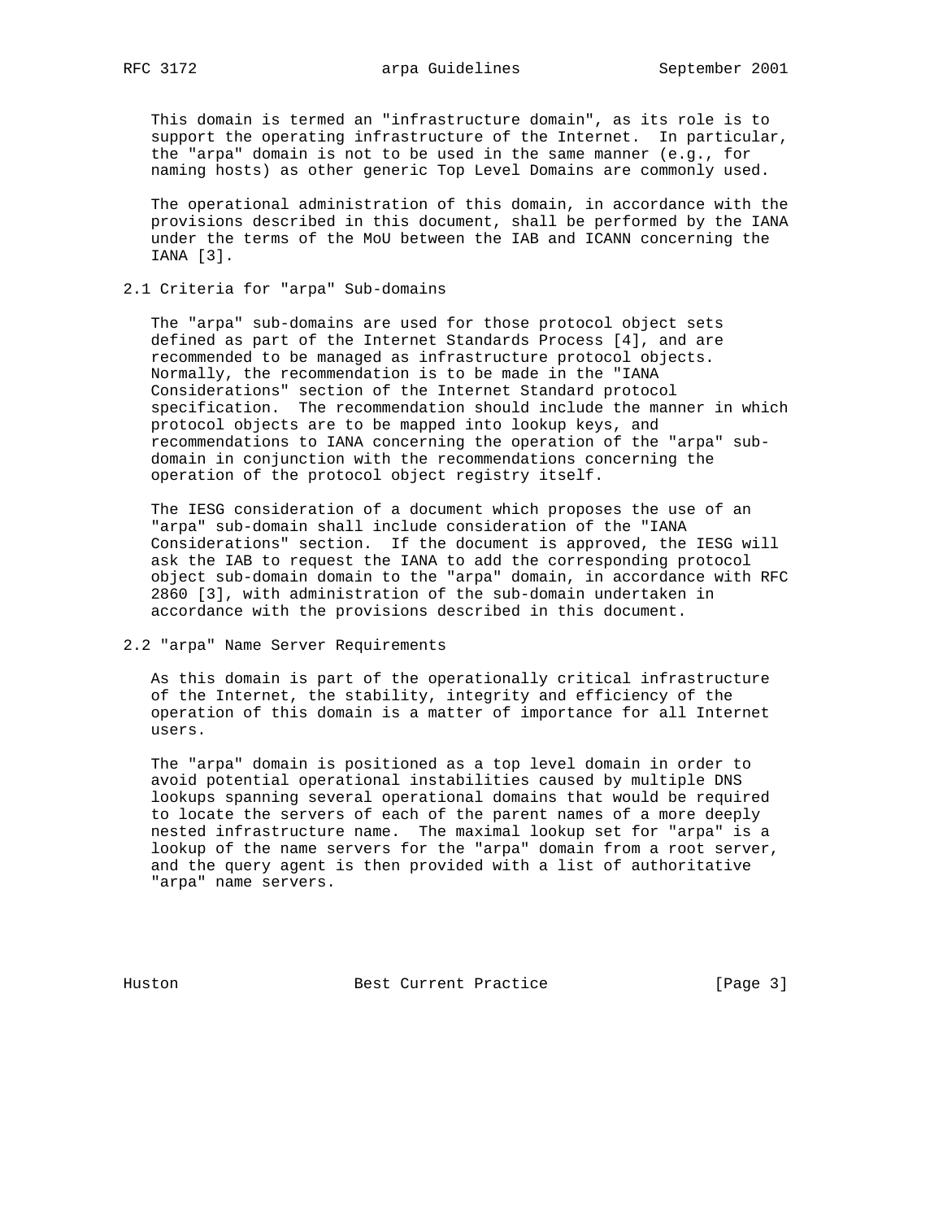This domain is termed an "infrastructure domain", as its role is to support the operating infrastructure of the Internet. In particular, the "arpa" domain is not to be used in the same manner (e.g., for naming hosts) as other generic Top Level Domains are commonly used.

The operational administration of this domain, in accordance with the provisions described in this document, shall be performed by the IANA under the terms of the MoU between the IAB and ICANN concerning the IANA [3].

## 2.1 Criteria for "arpa" Sub-domains

The "arpa" sub-domains are used for those protocol object sets defined as part of the Internet Standards Process [4], and are recommended to be managed as infrastructure protocol objects. Normally, the recommendation is to be made in the "IANA Considerations" section of the Internet Standard protocol specification. The recommendation should include the manner in which protocol objects are to be mapped into lookup keys, and recommendations to IANA concerning the operation of the "arpa" sub-domain in conjunction with the recommendations concerning the operation of the protocol object registry itself.

The IESG consideration of a document which proposes the use of an "arpa" sub-domain shall include consideration of the "IANA Considerations" section. If the document is approved, the IESG will ask the IAB to request the IANA to add the corresponding protocol object sub-domain domain to the "arpa" domain, in accordance with RFC 2860 [3], with administration of the sub-domain undertaken in accordance with the provisions described in this document.

## 2.2 "arpa" Name Server Requirements

As this domain is part of the operationally critical infrastructure of the Internet, the stability, integrity and efficiency of the operation of this domain is a matter of importance for all Internet users.

The "arpa" domain is positioned as a top level domain in order to avoid potential operational instabilities caused by multiple DNS lookups spanning several operational domains that would be required to locate the servers of each of the parent names of a more deeply nested infrastructure name. The maximal lookup set for "arpa" is a lookup of the name servers for the "arpa" domain from a root server, and the query agent is then provided with a list of authoritative "arpa" name servers.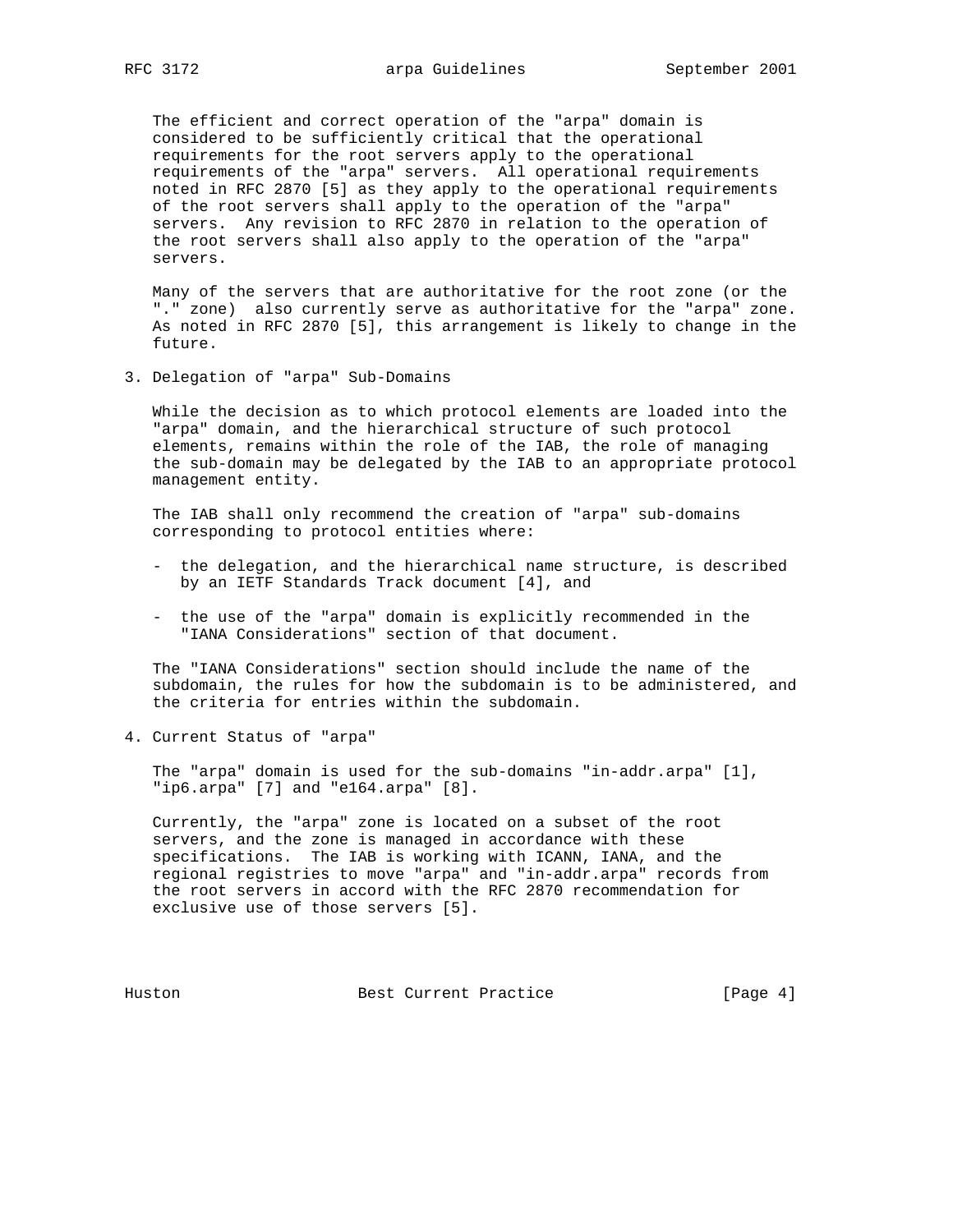The efficient and correct operation of the "arpa" domain is considered to be sufficiently critical that the operational requirements for the root servers apply to the operational requirements of the "arpa" servers. All operational requirements noted in RFC 2870 [5] as they apply to the operational requirements of the root servers shall apply to the operation of the "arpa" servers. Any revision to RFC 2870 in relation to the operation of the root servers shall also apply to the operation of the "arpa" servers.

Many of the servers that are authoritative for the root zone (or the "." zone) also currently serve as authoritative for the "arpa" zone. As noted in RFC 2870 [5], this arrangement is likely to change in the future.

## 3. Delegation of "arpa" Sub-Domains

While the decision as to which protocol elements are loaded into the "arpa" domain, and the hierarchical structure of such protocol elements, remains within the role of the IAB, the role of managing the sub-domain may be delegated by the IAB to an appropriate protocol management entity.

The IAB shall only recommend the creation of "arpa" sub-domains corresponding to protocol entities where:

- the delegation, and the hierarchical name structure, is described by an IETF Standards Track document [4], and
- the use of the "arpa" domain is explicitly recommended in the "IANA Considerations" section of that document.

The "IANA Considerations" section should include the name of the subdomain, the rules for how the subdomain is to be administered, and the criteria for entries within the subdomain.

## 4. Current Status of "arpa"

The "arpa" domain is used for the sub-domains "in-addr.arpa" [1], "ip6.arpa" [7] and "e164.arpa" [8].

Currently, the "arpa" zone is located on a subset of the root servers, and the zone is managed in accordance with these specifications. The IAB is working with ICANN, IANA, and the regional registries to move "arpa" and "in-addr.arpa" records from the root servers in accord with the RFC 2870 recommendation for exclusive use of those servers [5].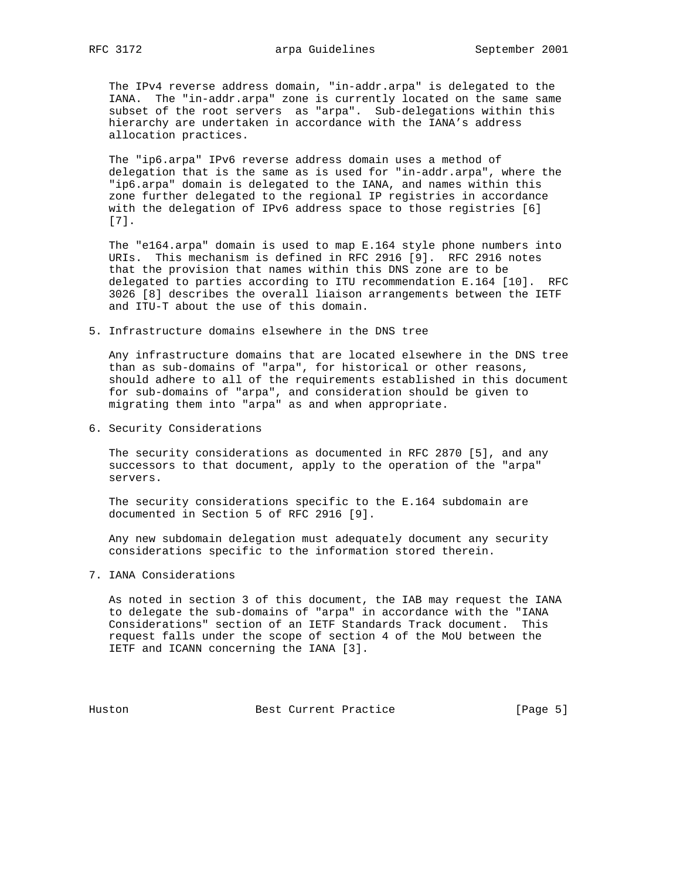The IPv4 reverse address domain, "in-addr.arpa" is delegated to the IANA. The "in-addr.arpa" zone is currently located on the same same subset of the root servers as "arpa". Sub-delegations within this hierarchy are undertaken in accordance with the IANA's address allocation practices.

The "ip6.arpa" IPv6 reverse address domain uses a method of delegation that is the same as is used for "in-addr.arpa", where the "ip6.arpa" domain is delegated to the IANA, and names within this zone further delegated to the regional IP registries in accordance with the delegation of IPv6 address space to those registries [6] [7].

The "e164.arpa" domain is used to map E.164 style phone numbers into URIs. This mechanism is defined in RFC 2916 [9]. RFC 2916 notes that the provision that names within this DNS zone are to be delegated to parties according to ITU recommendation E.164 [10]. RFC 3026 [8] describes the overall liaison arrangements between the IETF and ITU-T about the use of this domain.

## 5. Infrastructure domains elsewhere in the DNS tree

Any infrastructure domains that are located elsewhere in the DNS tree than as sub-domains of "arpa", for historical or other reasons, should adhere to all of the requirements established in this document for sub-domains of "arpa", and consideration should be given to migrating them into "arpa" as and when appropriate.

## 6. Security Considerations

The security considerations as documented in RFC 2870 [5], and any successors to that document, apply to the operation of the "arpa" servers.

The security considerations specific to the E.164 subdomain are documented in Section 5 of RFC 2916 [9].

Any new subdomain delegation must adequately document any security considerations specific to the information stored therein.

## 7. IANA Considerations

As noted in section 3 of this document, the IAB may request the IANA to delegate the sub-domains of "arpa" in accordance with the "IANA Considerations" section of an IETF Standards Track document. This request falls under the scope of section 4 of the MoU between the IETF and ICANN concerning the IANA [3].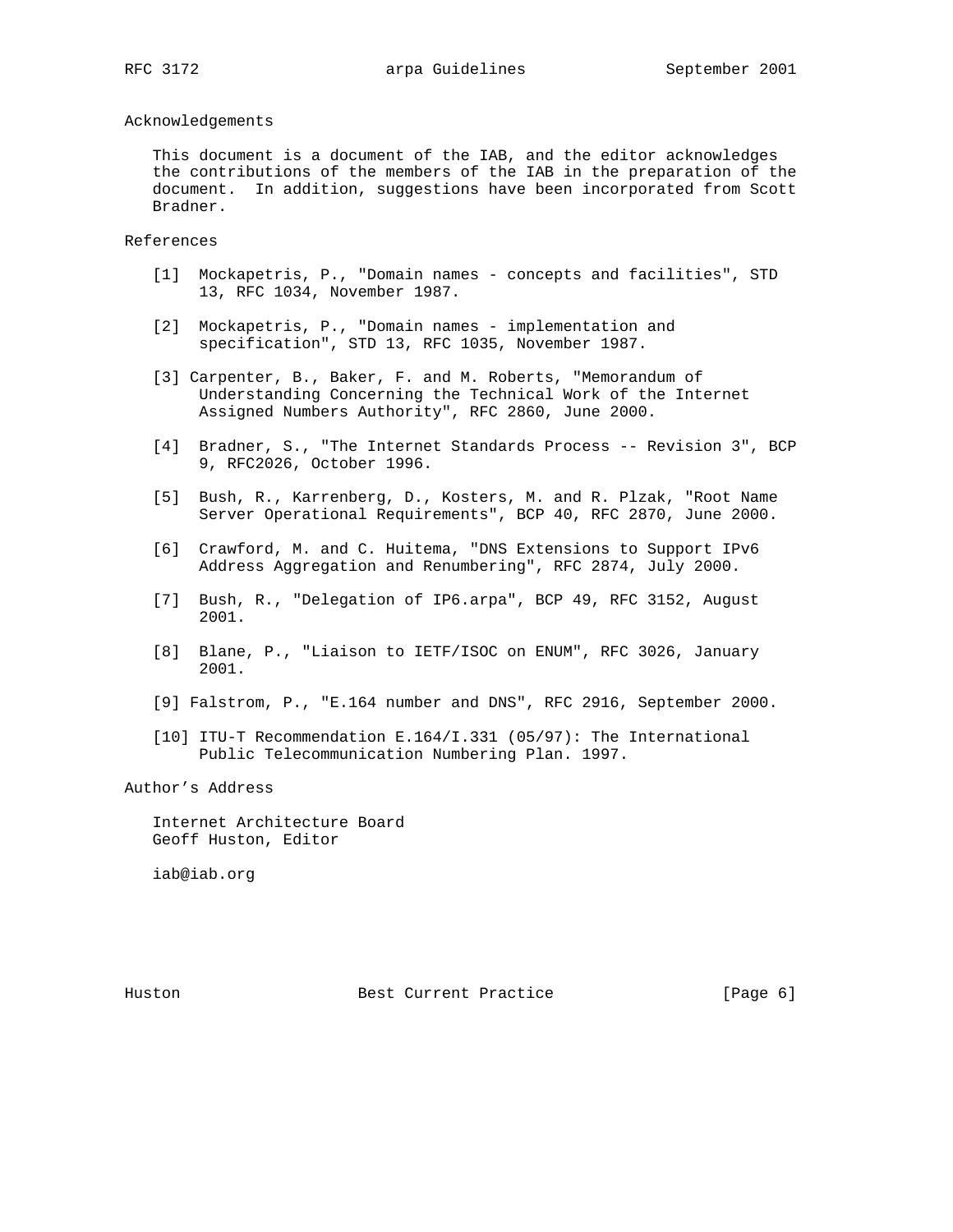## Acknowledgements

This document is a document of the IAB, and the editor acknowledges the contributions of the members of the IAB in the preparation of the document. In addition, suggestions have been incorporated from Scott Bradner.

## References

[1] Mockapetris, P., "Domain names - concepts and facilities", STD 13, RFC 1034, November 1987.

[2] Mockapetris, P., "Domain names - implementation and specification", STD 13, RFC 1035, November 1987.

[3] Carpenter, B., Baker, F. and M. Roberts, "Memorandum of Understanding Concerning the Technical Work of the Internet Assigned Numbers Authority", RFC 2860, June 2000.

[4] Bradner, S., "The Internet Standards Process -- Revision 3", BCP 9, RFC2026, October 1996.

[5] Bush, R., Karrenberg, D., Kosters, M. and R. Plzak, "Root Name Server Operational Requirements", BCP 40, RFC 2870, June 2000.

[6] Crawford, M. and C. Huitema, "DNS Extensions to Support IPv6 Address Aggregation and Renumbering", RFC 2874, July 2000.

[7] Bush, R., "Delegation of IP6.arpa", BCP 49, RFC 3152, August 2001.

[8] Blane, P., "Liaison to IETF/ISOC on ENUM", RFC 3026, January 2001.

[9] Falstrom, P., "E.164 number and DNS", RFC 2916, September 2000.

[10] ITU-T Recommendation E.164/I.331 (05/97): The International Public Telecommunication Numbering Plan. 1997.

## Author's Address

Internet Architecture Board
Geoff Huston, Editor

iab@iab.org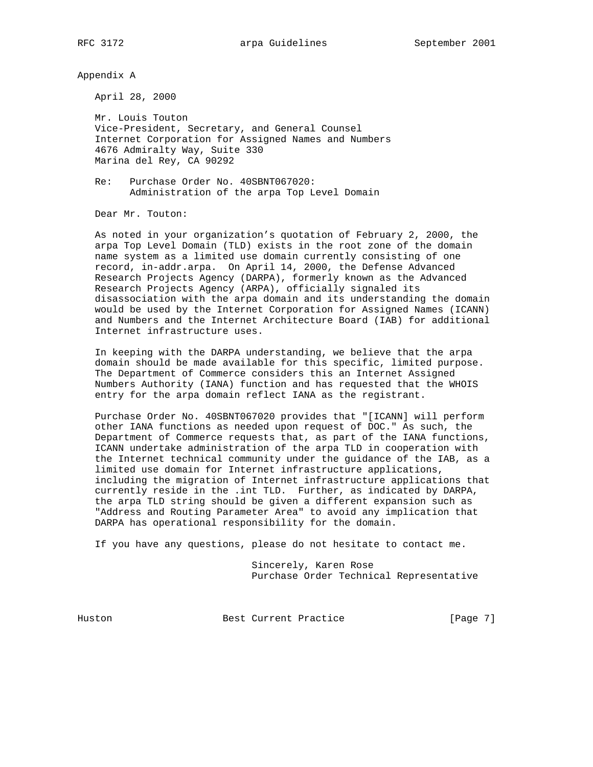## Appendix A

April 28, 2000

Mr. Louis Touton
Vice-President, Secretary, and General Counsel
Internet Corporation for Assigned Names and Numbers
4676 Admiralty Way, Suite 330
Marina del Rey, CA 90292

Re: Purchase Order No. 40SBNT067020:
Administration of the arpa Top Level Domain

Dear Mr. Touton:

As noted in your organization's quotation of February 2, 2000, the arpa Top Level Domain (TLD) exists in the root zone of the domain name system as a limited use domain currently consisting of one record, in-addr.arpa. On April 14, 2000, the Defense Advanced Research Projects Agency (DARPA), formerly known as the Advanced Research Projects Agency (ARPA), officially signaled its disassociation with the arpa domain and its understanding the domain would be used by the Internet Corporation for Assigned Names (ICANN) and Numbers and the Internet Architecture Board (IAB) for additional Internet infrastructure uses.

In keeping with the DARPA understanding, we believe that the arpa domain should be made available for this specific, limited purpose. The Department of Commerce considers this an Internet Assigned Numbers Authority (IANA) function and has requested that the WHOIS entry for the arpa domain reflect IANA as the registrant.

Purchase Order No. 40SBNT067020 provides that "[ICANN] will perform other IANA functions as needed upon request of DOC." As such, the Department of Commerce requests that, as part of the IANA functions, ICANN undertake administration of the arpa TLD in cooperation with the Internet technical community under the guidance of the IAB, as a limited use domain for Internet infrastructure applications, including the migration of Internet infrastructure applications that currently reside in the .int TLD. Further, as indicated by DARPA, the arpa TLD string should be given a different expansion such as "Address and Routing Parameter Area" to avoid any implication that DARPA has operational responsibility for the domain.

If you have any questions, please do not hesitate to contact me.

Sincerely, Karen Rose
Purchase Order Technical Representative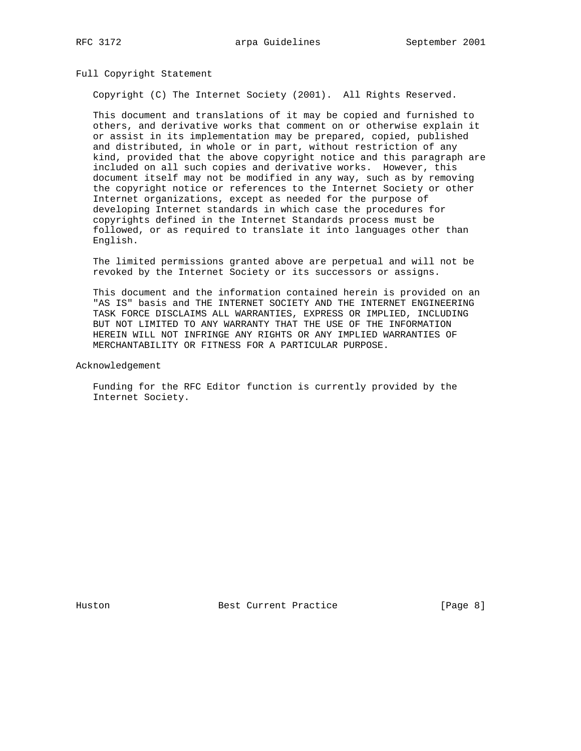## Full Copyright Statement

Copyright (C) The Internet Society (2001). All Rights Reserved.

This document and translations of it may be copied and furnished to others, and derivative works that comment on or otherwise explain it or assist in its implementation may be prepared, copied, published and distributed, in whole or in part, without restriction of any kind, provided that the above copyright notice and this paragraph are included on all such copies and derivative works. However, this document itself may not be modified in any way, such as by removing the copyright notice or references to the Internet Society or other Internet organizations, except as needed for the purpose of developing Internet standards in which case the procedures for copyrights defined in the Internet Standards process must be followed, or as required to translate it into languages other than English.

The limited permissions granted above are perpetual and will not be revoked by the Internet Society or its successors or assigns.

This document and the information contained herein is provided on an "AS IS" basis and THE INTERNET SOCIETY AND THE INTERNET ENGINEERING TASK FORCE DISCLAIMS ALL WARRANTIES, EXPRESS OR IMPLIED, INCLUDING BUT NOT LIMITED TO ANY WARRANTY THAT THE USE OF THE INFORMATION HEREIN WILL NOT INFRINGE ANY RIGHTS OR ANY IMPLIED WARRANTIES OF MERCHANTABILITY OR FITNESS FOR A PARTICULAR PURPOSE.

## Acknowledgement

Funding for the RFC Editor function is currently provided by the Internet Society.